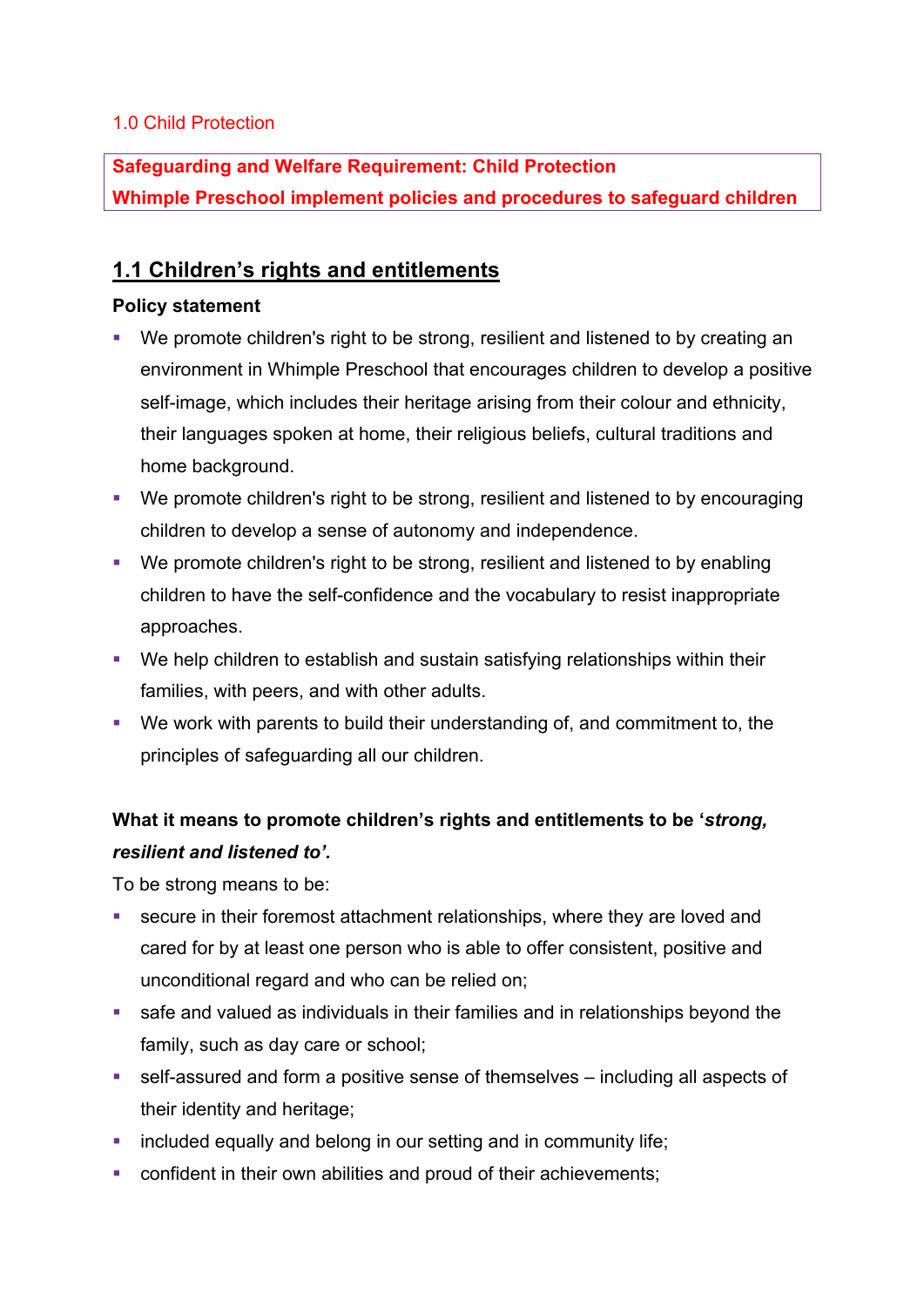1.0 Child Protection

**Safeguarding and Welfare Requirement: Child Protection**
**Whimple Preschool implement policies and procedures to safeguard children**

## 1.1 Children's rights and entitlements

**Policy statement**

- We promote children's right to be strong, resilient and listened to by creating an environment in Whimple Preschool that encourages children to develop a positive self-image, which includes their heritage arising from their colour and ethnicity, their languages spoken at home, their religious beliefs, cultural traditions and home background.
- We promote children's right to be strong, resilient and listened to by encouraging children to develop a sense of autonomy and independence.
- We promote children's right to be strong, resilient and listened to by enabling children to have the self-confidence and the vocabulary to resist inappropriate approaches.
- We help children to establish and sustain satisfying relationships within their families, with peers, and with other adults.
- We work with parents to build their understanding of, and commitment to, the principles of safeguarding all our children.

**What it means to promote children's rights and entitlements to be '*strong, resilient and listened to'.***

To be strong means to be:

- secure in their foremost attachment relationships, where they are loved and cared for by at least one person who is able to offer consistent, positive and unconditional regard and who can be relied on;
- safe and valued as individuals in their families and in relationships beyond the family, such as day care or school;
- self-assured and form a positive sense of themselves – including all aspects of their identity and heritage;
- included equally and belong in our setting and in community life;
- confident in their own abilities and proud of their achievements;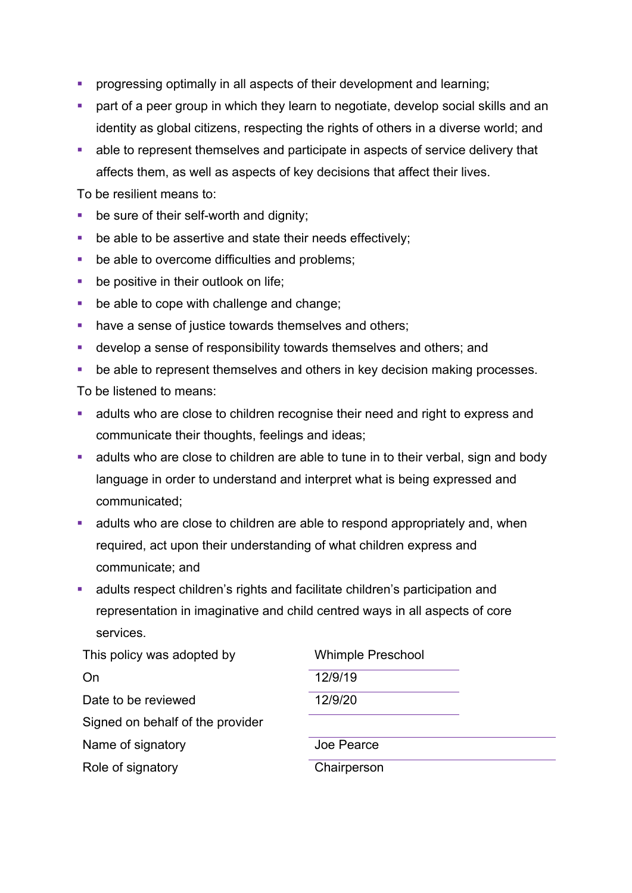- progressing optimally in all aspects of their development and learning;
- part of a peer group in which they learn to negotiate, develop social skills and an identity as global citizens, respecting the rights of others in a diverse world; and
- able to represent themselves and participate in aspects of service delivery that affects them, as well as aspects of key decisions that affect their lives.

To be resilient means to:

- be sure of their self-worth and dignity;
- be able to be assertive and state their needs effectively;
- be able to overcome difficulties and problems;
- be positive in their outlook on life;
- be able to cope with challenge and change;
- have a sense of justice towards themselves and others;
- develop a sense of responsibility towards themselves and others; and
- be able to represent themselves and others in key decision making processes.

To be listened to means:

- adults who are close to children recognise their need and right to express and communicate their thoughts, feelings and ideas;
- adults who are close to children are able to tune in to their verbal, sign and body language in order to understand and interpret what is being expressed and communicated;
- adults who are close to children are able to respond appropriately and, when required, act upon their understanding of what children express and communicate; and
- adults respect children's rights and facilitate children's participation and representation in imaginative and child centred ways in all aspects of core services.

| | |
|---|---|
| This policy was adopted by | Whimple Preschool |
| On | 12/9/19 |
| Date to be reviewed | 12/9/20 |
| Signed on behalf of the provider | |
| Name of signatory | Joe Pearce |
| Role of signatory | Chairperson |